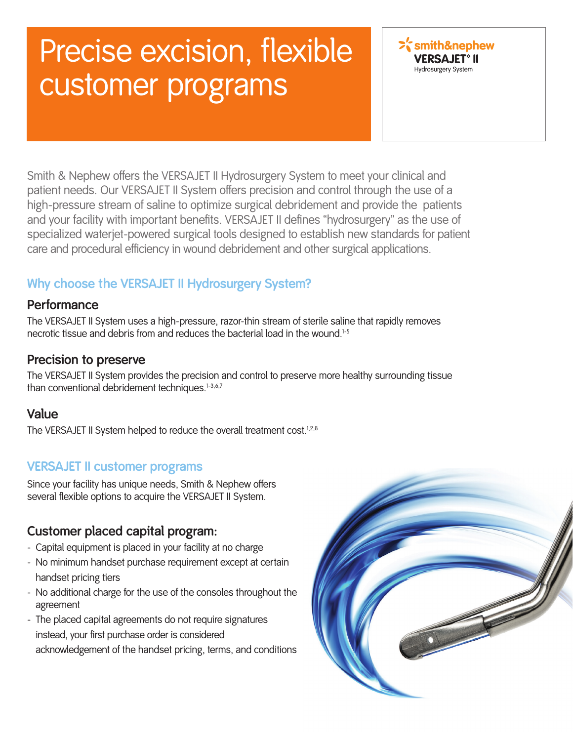# Precise excision, flexible customer programs

smith&nephew
**VERSAJET◊ II**
Hydrosurgery System

Smith & Nephew offers the VERSAJET II Hydrosurgery System to meet your clinical and patient needs. Our VERSAJET II System offers precision and control through the use of a high-pressure stream of saline to optimize surgical debridement and provide the patients and your facility with important benefits. VERSAJET II defines "hydrosurgery" as the use of specialized waterjet-powered surgical tools designed to establish new standards for patient care and procedural efficiency in wound debridement and other surgical applications.

## Why choose the VERSAJET II Hydrosurgery System?

### Performance

The VERSAJET II System uses a high-pressure, razor-thin stream of sterile saline that rapidly removes necrotic tissue and debris from and reduces the bacterial load in the wound.[1-5]

### Precision to preserve

The VERSAJET II System provides the precision and control to preserve more healthy surrounding tissue than conventional debridement techniques.[1-3,6,7]

### Value

The VERSAJET II System helped to reduce the overall treatment cost.[1,2,8]

## VERSAJET II customer programs

Since your facility has unique needs, Smith & Nephew offers several flexible options to acquire the VERSAJET II System.

### Customer placed capital program:

- Capital equipment is placed in your facility at no charge
- No minimum handset purchase requirement except at certain handset pricing tiers
- No additional charge for the use of the consoles throughout the agreement
- The placed capital agreements do not require signatures instead, your first purchase order is considered acknowledgement of the handset pricing, terms, and conditions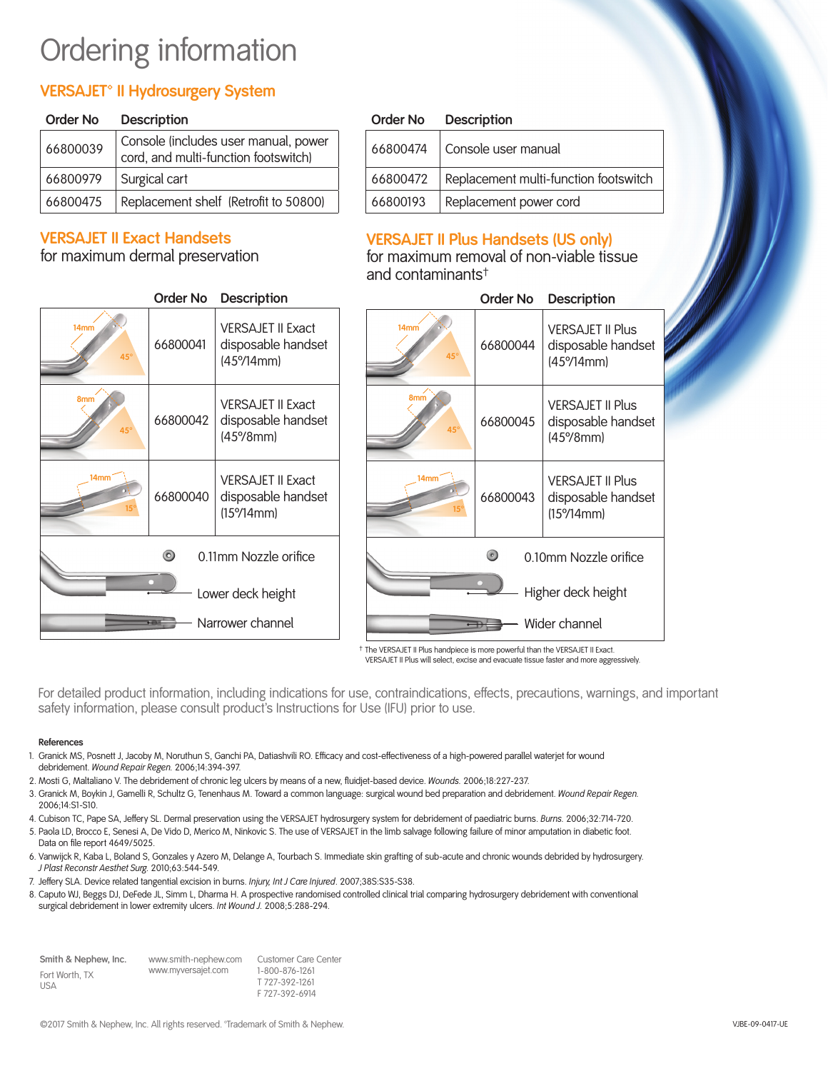# Ordering information

## VERSAJET° II Hydrosurgery System

| Order No | Description |
|---|---|
| 66800039 | Console (includes user manual, power cord, and multi-function footswitch) |
| 66800979 | Surgical cart |
| 66800475 | Replacement shelf (Retrofit to 50800) |

| Order No | Description |
|---|---|
| 66800474 | Console user manual |
| 66800472 | Replacement multi-function footswitch |
| 66800193 | Replacement power cord |

## VERSAJET II Exact Handsets

for maximum dermal preservation

| | Order No | Description |
|---|---|---|
| 14mm 45° | 66800041 | VERSAJET II Exact disposable handset (45°/14mm) |
| 8mm 45° | 66800042 | VERSAJET II Exact disposable handset (45°/8mm) |
| 14mm 15° | 66800040 | VERSAJET II Exact disposable handset (15°/14mm) |

0.11mm Nozzle orifice

Lower deck height

Narrower channel

## VERSAJET II Plus Handsets (US only)

for maximum removal of non-viable tissue and contaminants†

| | Order No | Description |
|---|---|---|
| 14mm 45° | 66800044 | VERSAJET II Plus disposable handset (45°/14mm) |
| 8mm 45° | 66800045 | VERSAJET II Plus disposable handset (45°/8mm) |
| 14mm 15° | 66800043 | VERSAJET II Plus disposable handset (15°/14mm) |

0.10mm Nozzle orifice

Higher deck height

Wider channel

† The VERSAJET II Plus handpiece is more powerful than the VERSAJET II Exact. VERSAJET II Plus will select, excise and evacuate tissue faster and more aggressively.

For detailed product information, including indications for use, contraindications, effects, precautions, warnings, and important safety information, please consult product's Instructions for Use (IFU) prior to use.

**References**

1. Granick MS, Posnett J, Jacoby M, Noruthun S, Ganchi PA, Datiashvili RO. Efficacy and cost-effectiveness of a high-powered parallel waterjet for wound debridement. *Wound Repair Regen.* 2006;14:394-397.
2. Mosti G, Maltaliano V. The debridement of chronic leg ulcers by means of a new, fluidjet-based device. *Wounds.* 2006;18:227-237.
3. Granick M, Boykin J, Gamelli R, Schultz G, Tenenhaus M. Toward a common language: surgical wound bed preparation and debridement. *Wound Repair Regen.* 2006;14:S1-S10.
4. Cubison TC, Pape SA, Jeffery SL. Dermal preservation using the VERSAJET hydrosurgery system for debridement of paediatric burns. *Burns.* 2006;32:714-720.
5. Paola LD, Brocco E, Senesi A, De Vido D, Merico M, Ninkovic S. The use of VERSAJET in the limb salvage following failure of minor amputation in diabetic foot. Data on file report 4649/5025.
6. Vanwijck R, Kaba L, Boland S, Gonzales y Azero M, Delange A, Tourbach S. Immediate skin grafting of sub-acute and chronic wounds debrided by hydrosurgery. *J Plast Reconstr Aesthet Surg.* 2010;63:544-549.
7. Jeffery SLA. Device related tangential excision in burns. *Injury, Int J Care Injured*. 2007;38S:S35-S38.
8. Caputo WJ, Beggs DJ, DeFede JL, Simm L, Dharma H. A prospective randomised controlled clinical trial comparing hydrosurgery debridement with conventional surgical debridement in lower extremity ulcers. *Int Wound J.* 2008;5:288-294.

**Smith & Nephew, Inc.**
Fort Worth, TX
USA

www.smith-nephew.com
www.myversajet.com

Customer Care Center
1-800-876-1261
T 727-392-1261
F 727-392-6914

©2017 Smith & Nephew, Inc. All rights reserved. °Trademark of Smith & Nephew.

VJBE-09-0417-UE